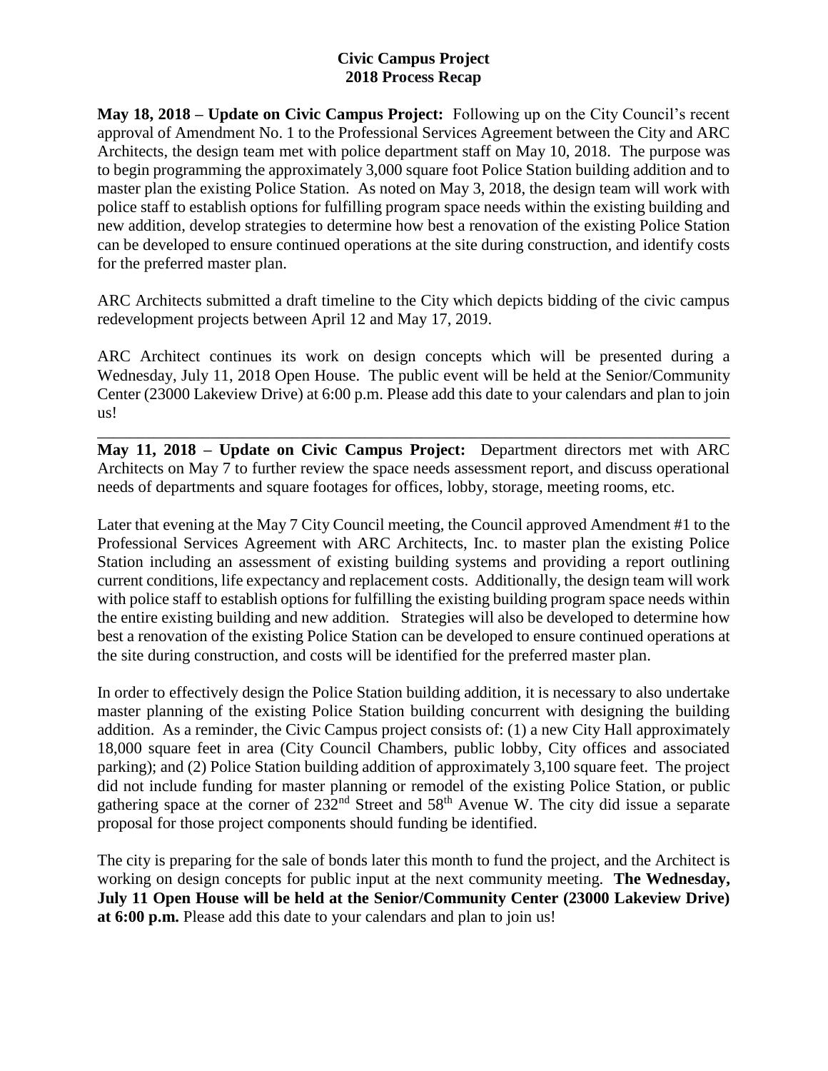# Civic Campus Project
## 2018 Process Recap

**May 18, 2018 – Update on Civic Campus Project:** Following up on the City Council's recent approval of Amendment No. 1 to the Professional Services Agreement between the City and ARC Architects, the design team met with police department staff on May 10, 2018. The purpose was to begin programming the approximately 3,000 square foot Police Station building addition and to master plan the existing Police Station. As noted on May 3, 2018, the design team will work with police staff to establish options for fulfilling program space needs within the existing building and new addition, develop strategies to determine how best a renovation of the existing Police Station can be developed to ensure continued operations at the site during construction, and identify costs for the preferred master plan.

ARC Architects submitted a draft timeline to the City which depicts bidding of the civic campus redevelopment projects between April 12 and May 17, 2019.

ARC Architect continues its work on design concepts which will be presented during a Wednesday, July 11, 2018 Open House. The public event will be held at the Senior/Community Center (23000 Lakeview Drive) at 6:00 p.m. Please add this date to your calendars and plan to join us!

---

**May 11, 2018 – Update on Civic Campus Project:** Department directors met with ARC Architects on May 7 to further review the space needs assessment report, and discuss operational needs of departments and square footages for offices, lobby, storage, meeting rooms, etc.

Later that evening at the May 7 City Council meeting, the Council approved Amendment #1 to the Professional Services Agreement with ARC Architects, Inc. to master plan the existing Police Station including an assessment of existing building systems and providing a report outlining current conditions, life expectancy and replacement costs. Additionally, the design team will work with police staff to establish options for fulfilling the existing building program space needs within the entire existing building and new addition. Strategies will also be developed to determine how best a renovation of the existing Police Station can be developed to ensure continued operations at the site during construction, and costs will be identified for the preferred master plan.

In order to effectively design the Police Station building addition, it is necessary to also undertake master planning of the existing Police Station building concurrent with designing the building addition. As a reminder, the Civic Campus project consists of: (1) a new City Hall approximately 18,000 square feet in area (City Council Chambers, public lobby, City offices and associated parking); and (2) Police Station building addition of approximately 3,100 square feet. The project did not include funding for master planning or remodel of the existing Police Station, or public gathering space at the corner of 232nd Street and 58th Avenue W. The city did issue a separate proposal for those project components should funding be identified.

The city is preparing for the sale of bonds later this month to fund the project, and the Architect is working on design concepts for public input at the next community meeting. **The Wednesday, July 11 Open House will be held at the Senior/Community Center (23000 Lakeview Drive) at 6:00 p.m.** Please add this date to your calendars and plan to join us!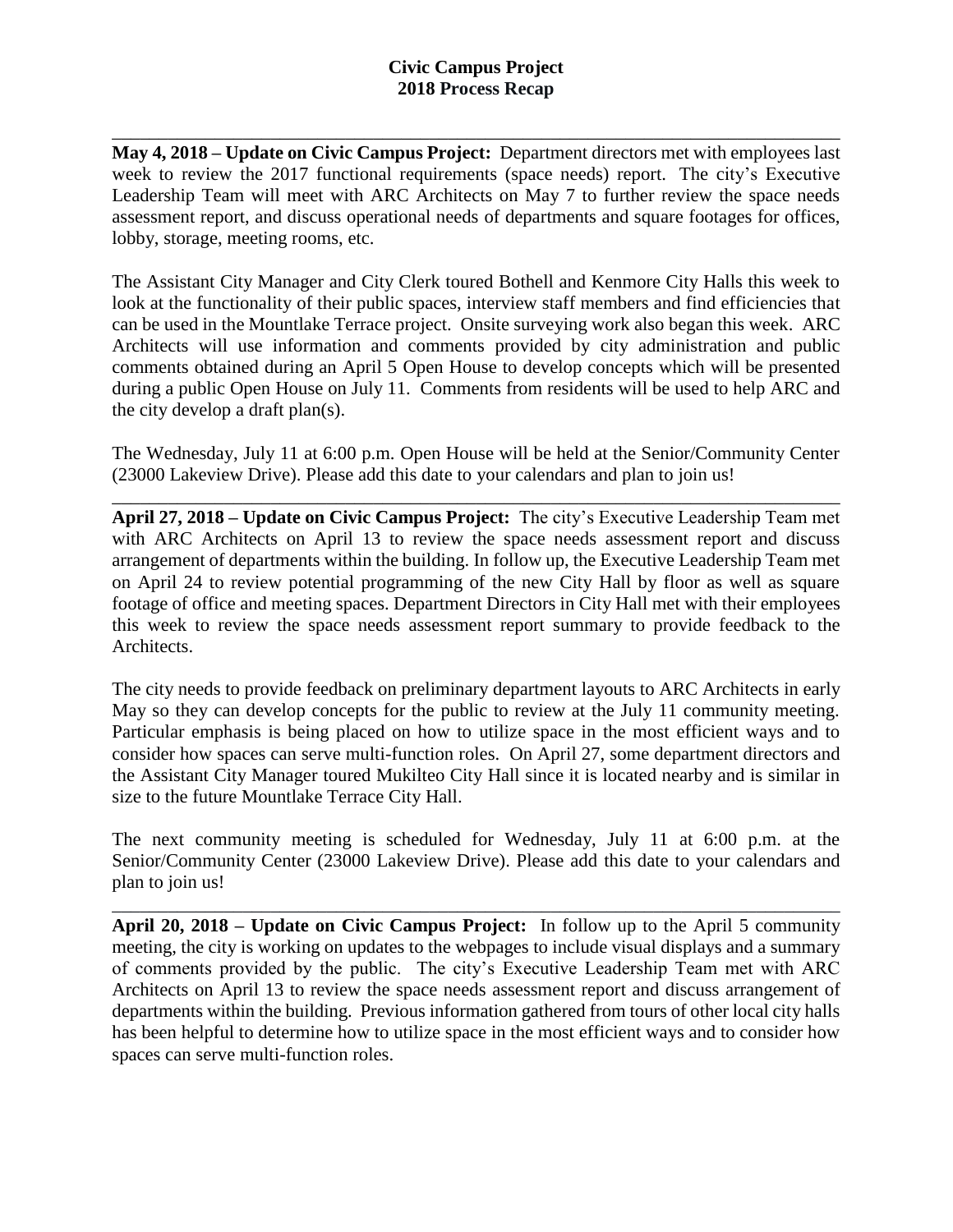# Civic Campus Project
## 2018 Process Recap

---

**May 4, 2018 – Update on Civic Campus Project:** Department directors met with employees last week to review the 2017 functional requirements (space needs) report. The city's Executive Leadership Team will meet with ARC Architects on May 7 to further review the space needs assessment report, and discuss operational needs of departments and square footages for offices, lobby, storage, meeting rooms, etc.

The Assistant City Manager and City Clerk toured Bothell and Kenmore City Halls this week to look at the functionality of their public spaces, interview staff members and find efficiencies that can be used in the Mountlake Terrace project. Onsite surveying work also began this week. ARC Architects will use information and comments provided by city administration and public comments obtained during an April 5 Open House to develop concepts which will be presented during a public Open House on July 11. Comments from residents will be used to help ARC and the city develop a draft plan(s).

The Wednesday, July 11 at 6:00 p.m. Open House will be held at the Senior/Community Center (23000 Lakeview Drive). Please add this date to your calendars and plan to join us!

---

**April 27, 2018 – Update on Civic Campus Project:** The city's Executive Leadership Team met with ARC Architects on April 13 to review the space needs assessment report and discuss arrangement of departments within the building. In follow up, the Executive Leadership Team met on April 24 to review potential programming of the new City Hall by floor as well as square footage of office and meeting spaces. Department Directors in City Hall met with their employees this week to review the space needs assessment report summary to provide feedback to the Architects.

The city needs to provide feedback on preliminary department layouts to ARC Architects in early May so they can develop concepts for the public to review at the July 11 community meeting. Particular emphasis is being placed on how to utilize space in the most efficient ways and to consider how spaces can serve multi-function roles. On April 27, some department directors and the Assistant City Manager toured Mukilteo City Hall since it is located nearby and is similar in size to the future Mountlake Terrace City Hall.

The next community meeting is scheduled for Wednesday, July 11 at 6:00 p.m. at the Senior/Community Center (23000 Lakeview Drive). Please add this date to your calendars and plan to join us!

---

**April 20, 2018 – Update on Civic Campus Project:** In follow up to the April 5 community meeting, the city is working on updates to the webpages to include visual displays and a summary of comments provided by the public. The city's Executive Leadership Team met with ARC Architects on April 13 to review the space needs assessment report and discuss arrangement of departments within the building. Previous information gathered from tours of other local city halls has been helpful to determine how to utilize space in the most efficient ways and to consider how spaces can serve multi-function roles.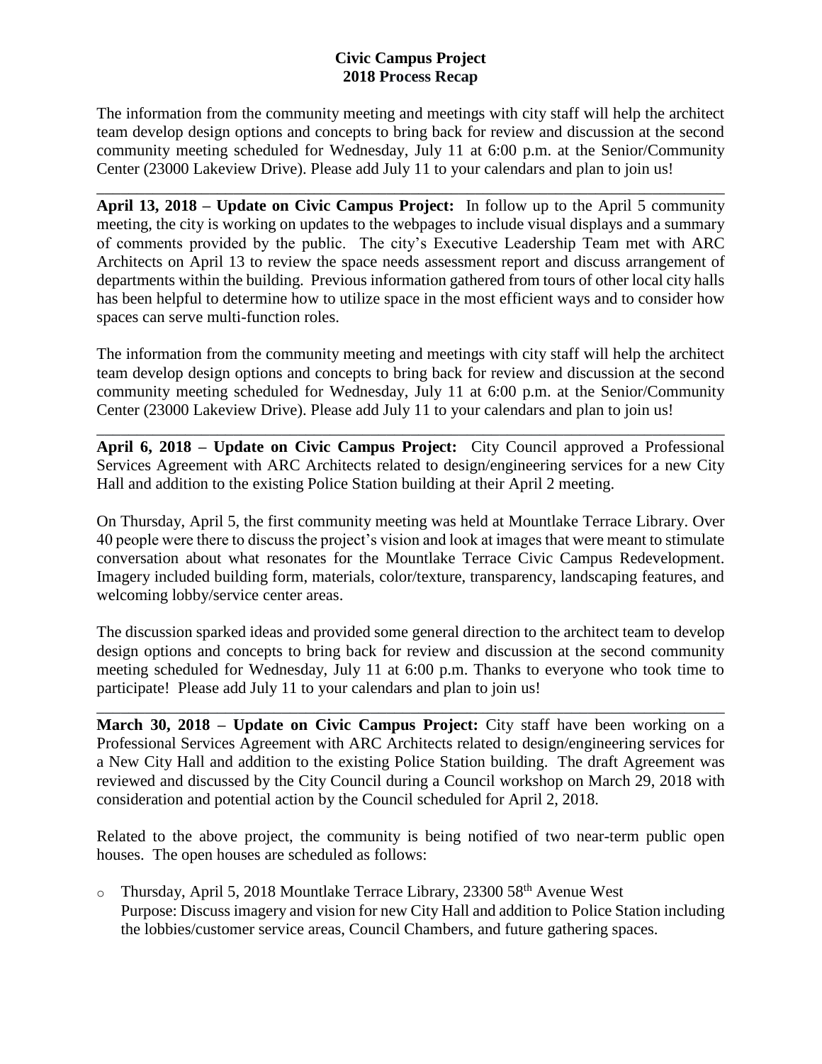**Civic Campus Project**
**2018 Process Recap**

The information from the community meeting and meetings with city staff will help the architect team develop design options and concepts to bring back for review and discussion at the second community meeting scheduled for Wednesday, July 11 at 6:00 p.m. at the Senior/Community Center (23000 Lakeview Drive). Please add July 11 to your calendars and plan to join us!

---

**April 13, 2018 – Update on Civic Campus Project:** In follow up to the April 5 community meeting, the city is working on updates to the webpages to include visual displays and a summary of comments provided by the public. The city's Executive Leadership Team met with ARC Architects on April 13 to review the space needs assessment report and discuss arrangement of departments within the building. Previous information gathered from tours of other local city halls has been helpful to determine how to utilize space in the most efficient ways and to consider how spaces can serve multi-function roles.

The information from the community meeting and meetings with city staff will help the architect team develop design options and concepts to bring back for review and discussion at the second community meeting scheduled for Wednesday, July 11 at 6:00 p.m. at the Senior/Community Center (23000 Lakeview Drive). Please add July 11 to your calendars and plan to join us!

---

**April 6, 2018 – Update on Civic Campus Project:** City Council approved a Professional Services Agreement with ARC Architects related to design/engineering services for a new City Hall and addition to the existing Police Station building at their April 2 meeting.

On Thursday, April 5, the first community meeting was held at Mountlake Terrace Library. Over 40 people were there to discuss the project's vision and look at images that were meant to stimulate conversation about what resonates for the Mountlake Terrace Civic Campus Redevelopment. Imagery included building form, materials, color/texture, transparency, landscaping features, and welcoming lobby/service center areas.

The discussion sparked ideas and provided some general direction to the architect team to develop design options and concepts to bring back for review and discussion at the second community meeting scheduled for Wednesday, July 11 at 6:00 p.m. Thanks to everyone who took time to participate! Please add July 11 to your calendars and plan to join us!

---

**March 30, 2018 – Update on Civic Campus Project:** City staff have been working on a Professional Services Agreement with ARC Architects related to design/engineering services for a New City Hall and addition to the existing Police Station building. The draft Agreement was reviewed and discussed by the City Council during a Council workshop on March 29, 2018 with consideration and potential action by the Council scheduled for April 2, 2018.

Related to the above project, the community is being notified of two near-term public open houses. The open houses are scheduled as follows:

- Thursday, April 5, 2018 Mountlake Terrace Library, 23300 58th Avenue West
  Purpose: Discuss imagery and vision for new City Hall and addition to Police Station including the lobbies/customer service areas, Council Chambers, and future gathering spaces.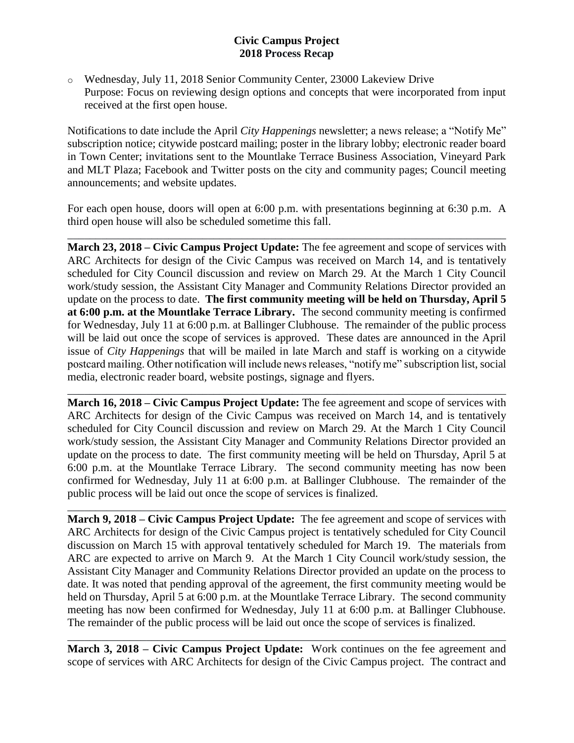# Civic Campus Project
## 2018 Process Recap

- Wednesday, July 11, 2018 Senior Community Center, 23000 Lakeview Drive
  Purpose: Focus on reviewing design options and concepts that were incorporated from input received at the first open house.

Notifications to date include the April *City Happenings* newsletter; a news release; a "Notify Me" subscription notice; citywide postcard mailing; poster in the library lobby; electronic reader board in Town Center; invitations sent to the Mountlake Terrace Business Association, Vineyard Park and MLT Plaza; Facebook and Twitter posts on the city and community pages; Council meeting announcements; and website updates.

For each open house, doors will open at 6:00 p.m. with presentations beginning at 6:30 p.m. A third open house will also be scheduled sometime this fall.

---

**March 23, 2018 – Civic Campus Project Update:** The fee agreement and scope of services with ARC Architects for design of the Civic Campus was received on March 14, and is tentatively scheduled for City Council discussion and review on March 29. At the March 1 City Council work/study session, the Assistant City Manager and Community Relations Director provided an update on the process to date. **The first community meeting will be held on Thursday, April 5 at 6:00 p.m. at the Mountlake Terrace Library.** The second community meeting is confirmed for Wednesday, July 11 at 6:00 p.m. at Ballinger Clubhouse. The remainder of the public process will be laid out once the scope of services is approved. These dates are announced in the April issue of *City Happenings* that will be mailed in late March and staff is working on a citywide postcard mailing. Other notification will include news releases, "notify me" subscription list, social media, electronic reader board, website postings, signage and flyers.

---

**March 16, 2018 – Civic Campus Project Update:** The fee agreement and scope of services with ARC Architects for design of the Civic Campus was received on March 14, and is tentatively scheduled for City Council discussion and review on March 29. At the March 1 City Council work/study session, the Assistant City Manager and Community Relations Director provided an update on the process to date. The first community meeting will be held on Thursday, April 5 at 6:00 p.m. at the Mountlake Terrace Library. The second community meeting has now been confirmed for Wednesday, July 11 at 6:00 p.m. at Ballinger Clubhouse. The remainder of the public process will be laid out once the scope of services is finalized.

---

**March 9, 2018 – Civic Campus Project Update:** The fee agreement and scope of services with ARC Architects for design of the Civic Campus project is tentatively scheduled for City Council discussion on March 15 with approval tentatively scheduled for March 19. The materials from ARC are expected to arrive on March 9. At the March 1 City Council work/study session, the Assistant City Manager and Community Relations Director provided an update on the process to date. It was noted that pending approval of the agreement, the first community meeting would be held on Thursday, April 5 at 6:00 p.m. at the Mountlake Terrace Library. The second community meeting has now been confirmed for Wednesday, July 11 at 6:00 p.m. at Ballinger Clubhouse. The remainder of the public process will be laid out once the scope of services is finalized.

---

**March 3, 2018 – Civic Campus Project Update:** Work continues on the fee agreement and scope of services with ARC Architects for design of the Civic Campus project. The contract and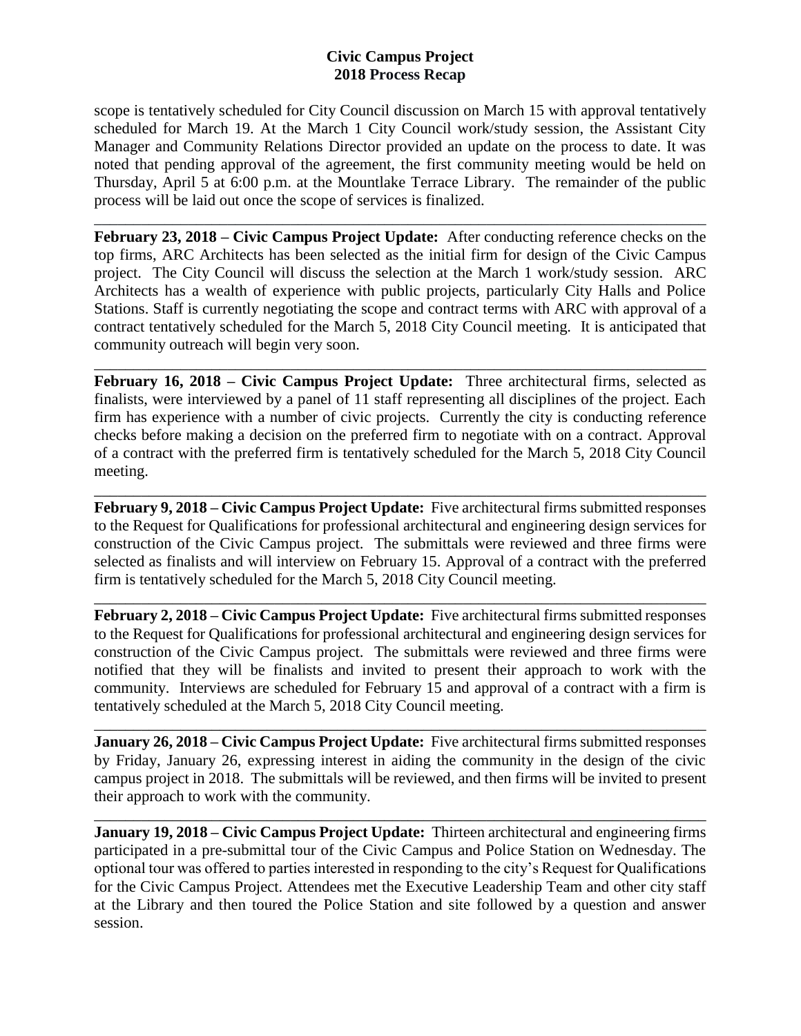scope is tentatively scheduled for City Council discussion on March 15 with approval tentatively scheduled for March 19. At the March 1 City Council work/study session, the Assistant City Manager and Community Relations Director provided an update on the process to date. It was noted that pending approval of the agreement, the first community meeting would be held on Thursday, April 5 at 6:00 p.m. at the Mountlake Terrace Library. The remainder of the public process will be laid out once the scope of services is finalized.

---

**February 23, 2018 – Civic Campus Project Update:** After conducting reference checks on the top firms, ARC Architects has been selected as the initial firm for design of the Civic Campus project. The City Council will discuss the selection at the March 1 work/study session. ARC Architects has a wealth of experience with public projects, particularly City Halls and Police Stations. Staff is currently negotiating the scope and contract terms with ARC with approval of a contract tentatively scheduled for the March 5, 2018 City Council meeting. It is anticipated that community outreach will begin very soon.

---

**February 16, 2018 – Civic Campus Project Update:** Three architectural firms, selected as finalists, were interviewed by a panel of 11 staff representing all disciplines of the project. Each firm has experience with a number of civic projects. Currently the city is conducting reference checks before making a decision on the preferred firm to negotiate with on a contract. Approval of a contract with the preferred firm is tentatively scheduled for the March 5, 2018 City Council meeting.

---

**February 9, 2018 – Civic Campus Project Update:** Five architectural firms submitted responses to the Request for Qualifications for professional architectural and engineering design services for construction of the Civic Campus project. The submittals were reviewed and three firms were selected as finalists and will interview on February 15. Approval of a contract with the preferred firm is tentatively scheduled for the March 5, 2018 City Council meeting.

---

**February 2, 2018 – Civic Campus Project Update:** Five architectural firms submitted responses to the Request for Qualifications for professional architectural and engineering design services for construction of the Civic Campus project. The submittals were reviewed and three firms were notified that they will be finalists and invited to present their approach to work with the community. Interviews are scheduled for February 15 and approval of a contract with a firm is tentatively scheduled at the March 5, 2018 City Council meeting.

---

**January 26, 2018 – Civic Campus Project Update:** Five architectural firms submitted responses by Friday, January 26, expressing interest in aiding the community in the design of the civic campus project in 2018. The submittals will be reviewed, and then firms will be invited to present their approach to work with the community.

---

**January 19, 2018 – Civic Campus Project Update:** Thirteen architectural and engineering firms participated in a pre-submittal tour of the Civic Campus and Police Station on Wednesday. The optional tour was offered to parties interested in responding to the city's Request for Qualifications for the Civic Campus Project. Attendees met the Executive Leadership Team and other city staff at the Library and then toured the Police Station and site followed by a question and answer session.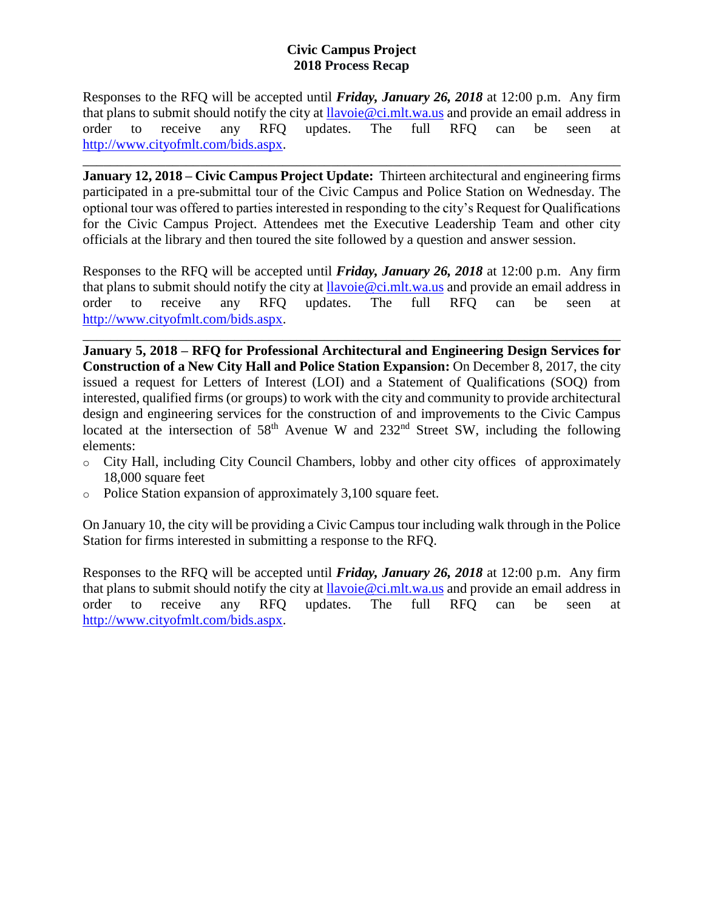**Civic Campus Project**
**2018 Process Recap**

Responses to the RFQ will be accepted until ***Friday, January 26, 2018*** at 12:00 p.m. Any firm that plans to submit should notify the city at llavoie@ci.mlt.wa.us and provide an email address in order to receive any RFQ updates. The full RFQ can be seen at http://www.cityofmlt.com/bids.aspx.

---

**January 12, 2018 – Civic Campus Project Update:** Thirteen architectural and engineering firms participated in a pre-submittal tour of the Civic Campus and Police Station on Wednesday. The optional tour was offered to parties interested in responding to the city's Request for Qualifications for the Civic Campus Project. Attendees met the Executive Leadership Team and other city officials at the library and then toured the site followed by a question and answer session.

Responses to the RFQ will be accepted until ***Friday, January 26, 2018*** at 12:00 p.m. Any firm that plans to submit should notify the city at llavoie@ci.mlt.wa.us and provide an email address in order to receive any RFQ updates. The full RFQ can be seen at http://www.cityofmlt.com/bids.aspx.

---

**January 5, 2018 – RFQ for Professional Architectural and Engineering Design Services for Construction of a New City Hall and Police Station Expansion:** On December 8, 2017, the city issued a request for Letters of Interest (LOI) and a Statement of Qualifications (SOQ) from interested, qualified firms (or groups) to work with the city and community to provide architectural design and engineering services for the construction of and improvements to the Civic Campus located at the intersection of 58th Avenue W and 232nd Street SW, including the following elements:

- City Hall, including City Council Chambers, lobby and other city offices of approximately 18,000 square feet
- Police Station expansion of approximately 3,100 square feet.

On January 10, the city will be providing a Civic Campus tour including walk through in the Police Station for firms interested in submitting a response to the RFQ.

Responses to the RFQ will be accepted until ***Friday, January 26, 2018*** at 12:00 p.m. Any firm that plans to submit should notify the city at llavoie@ci.mlt.wa.us and provide an email address in order to receive any RFQ updates. The full RFQ can be seen at http://www.cityofmlt.com/bids.aspx.